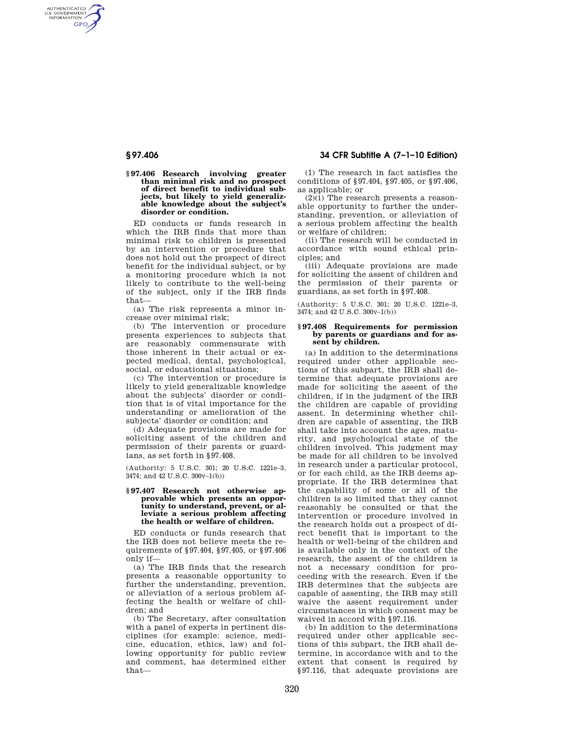### § 97.406 Research involving greater than minimal risk and no prospect of direct benefit to individual subjects, but likely to yield generalizable knowledge about the subject's disorder or condition.

ED conducts or funds research in which the IRB finds that more than minimal risk to children is presented by an intervention or procedure that does not hold out the prospect of direct benefit for the individual subject, or by a monitoring procedure which is not likely to contribute to the well-being of the subject, only if the IRB finds that—

(a) The risk represents a minor increase over minimal risk;

(b) The intervention or procedure presents experiences to subjects that are reasonably commensurate with those inherent in their actual or expected medical, dental, psychological, social, or educational situations;

(c) The intervention or procedure is likely to yield generalizable knowledge about the subjects' disorder or condition that is of vital importance for the understanding or amelioration of the subjects' disorder or condition; and

(d) Adequate provisions are made for soliciting assent of the children and permission of their parents or guardians, as set forth in § 97.408.

(Authority: 5 U.S.C. 301; 20 U.S.C. 1221e–3, 3474; and 42 U.S.C. 300v–1(b))

### § 97.407 Research not otherwise approvable which presents an opportunity to understand, prevent, or alleviate a serious problem affecting the health or welfare of children.

ED conducts or funds research that the IRB does not believe meets the requirements of § 97.404, § 97.405, or § 97.406 only if—

(a) The IRB finds that the research presents a reasonable opportunity to further the understanding, prevention, or alleviation of a serious problem affecting the health or welfare of children; and

(b) The Secretary, after consultation with a panel of experts in pertinent disciplines (for example: science, medicine, education, ethics, law) and following opportunity for public review and comment, has determined either that—

(1) The research in fact satisfies the conditions of § 97.404, § 97.405, or § 97.406, as applicable; or

(2)(i) The research presents a reasonable opportunity to further the understanding, prevention, or alleviation of a serious problem affecting the health or welfare of children;

(ii) The research will be conducted in accordance with sound ethical principles; and

(iii) Adequate provisions are made for soliciting the assent of children and the permission of their parents or guardians, as set forth in § 97.408.

(Authority: 5 U.S.C. 301; 20 U.S.C. 1221e–3, 3474; and 42 U.S.C. 300v–1(b))

### § 97.408 Requirements for permission by parents or guardians and for assent by children.

(a) In addition to the determinations required under other applicable sections of this subpart, the IRB shall determine that adequate provisions are made for soliciting the assent of the children, if in the judgment of the IRB the children are capable of providing assent. In determining whether children are capable of assenting, the IRB shall take into account the ages, maturity, and psychological state of the children involved. This judgment may be made for all children to be involved in research under a particular protocol, or for each child, as the IRB deems appropriate. If the IRB determines that the capability of some or all of the children is so limited that they cannot reasonably be consulted or that the intervention or procedure involved in the research holds out a prospect of direct benefit that is important to the health or well-being of the children and is available only in the context of the research, the assent of the children is not a necessary condition for proceeding with the research. Even if the IRB determines that the subjects are capable of assenting, the IRB may still waive the assent requirement under circumstances in which consent may be waived in accord with § 97.116.

(b) In addition to the determinations required under other applicable sections of this subpart, the IRB shall determine, in accordance with and to the extent that consent is required by § 97.116, that adequate provisions are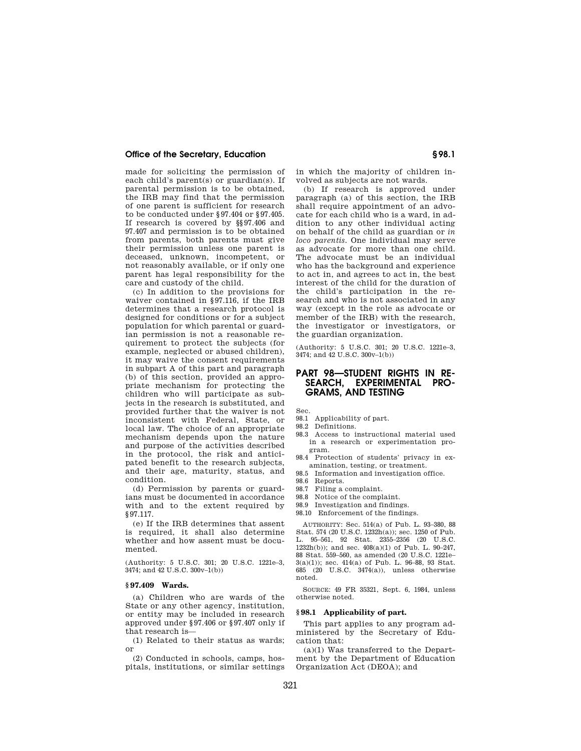made for soliciting the permission of each child's parent(s) or guardian(s). If parental permission is to be obtained, the IRB may find that the permission of one parent is sufficient for research to be conducted under §97.404 or §97.405. If research is covered by §§97.406 and 97.407 and permission is to be obtained from parents, both parents must give their permission unless one parent is deceased, unknown, incompetent, or not reasonably available, or if only one parent has legal responsibility for the care and custody of the child.

(c) In addition to the provisions for waiver contained in §97.116, if the IRB determines that a research protocol is designed for conditions or for a subject population for which parental or guardian permission is not a reasonable requirement to protect the subjects (for example, neglected or abused children), it may waive the consent requirements in subpart A of this part and paragraph (b) of this section, provided an appropriate mechanism for protecting the children who will participate as subjects in the research is substituted, and provided further that the waiver is not inconsistent with Federal, State, or local law. The choice of an appropriate mechanism depends upon the nature and purpose of the activities described in the protocol, the risk and anticipated benefit to the research subjects, and their age, maturity, status, and condition.

(d) Permission by parents or guardians must be documented in accordance with and to the extent required by §97.117.

(e) If the IRB determines that assent is required, it shall also determine whether and how assent must be documented.

(Authority: 5 U.S.C. 301; 20 U.S.C. 1221e–3, 3474; and 42 U.S.C. 300v–1(b))

### §97.409 Wards.

(a) Children who are wards of the State or any other agency, institution, or entity may be included in research approved under §97.406 or §97.407 only if that research is—

(1) Related to their status as wards; or

(2) Conducted in schools, camps, hospitals, institutions, or similar settings in which the majority of children involved as subjects are not wards.

(b) If research is approved under paragraph (a) of this section, the IRB shall require appointment of an advocate for each child who is a ward, in addition to any other individual acting on behalf of the child as guardian or *in loco parentis*. One individual may serve as advocate for more than one child. The advocate must be an individual who has the background and experience to act in, and agrees to act in, the best interest of the child for the duration of the child's participation in the research and who is not associated in any way (except in the role as advocate or member of the IRB) with the research, the investigator or investigators, or the guardian organization.

(Authority: 5 U.S.C. 301; 20 U.S.C. 1221e–3, 3474; and 42 U.S.C. 300v–1(b))

## PART 98—STUDENT RIGHTS IN RESEARCH, EXPERIMENTAL PROGRAMS, AND TESTING

Sec.
- 98.1 Applicability of part.
- 98.2 Definitions.
- 98.3 Access to instructional material used in a research or experimentation program.
- 98.4 Protection of students' privacy in examination, testing, or treatment.
- 98.5 Information and investigation office.
- 98.6 Reports.
- 98.7 Filing a complaint.
- 98.8 Notice of the complaint.
- 98.9 Investigation and findings.
- 98.10 Enforcement of the findings.

AUTHORITY: Sec. 514(a) of Pub. L. 93–380, 88 Stat. 574 (20 U.S.C. 1232h(a)); sec. 1250 of Pub. L. 95–561, 92 Stat. 2355–2356 (20 U.S.C. 1232h(b)); and sec. 408(a)(1) of Pub. L. 90–247, 88 Stat. 559–560, as amended (20 U.S.C. 1221e–3(a)(1)); sec. 414(a) of Pub. L. 96–88, 93 Stat. 685 (20 U.S.C. 3474(a)), unless otherwise noted.

SOURCE: 49 FR 35321, Sept. 6, 1984, unless otherwise noted.

### §98.1 Applicability of part.

This part applies to any program administered by the Secretary of Education that:

(a)(1) Was transferred to the Department by the Department of Education Organization Act (DEOA); and